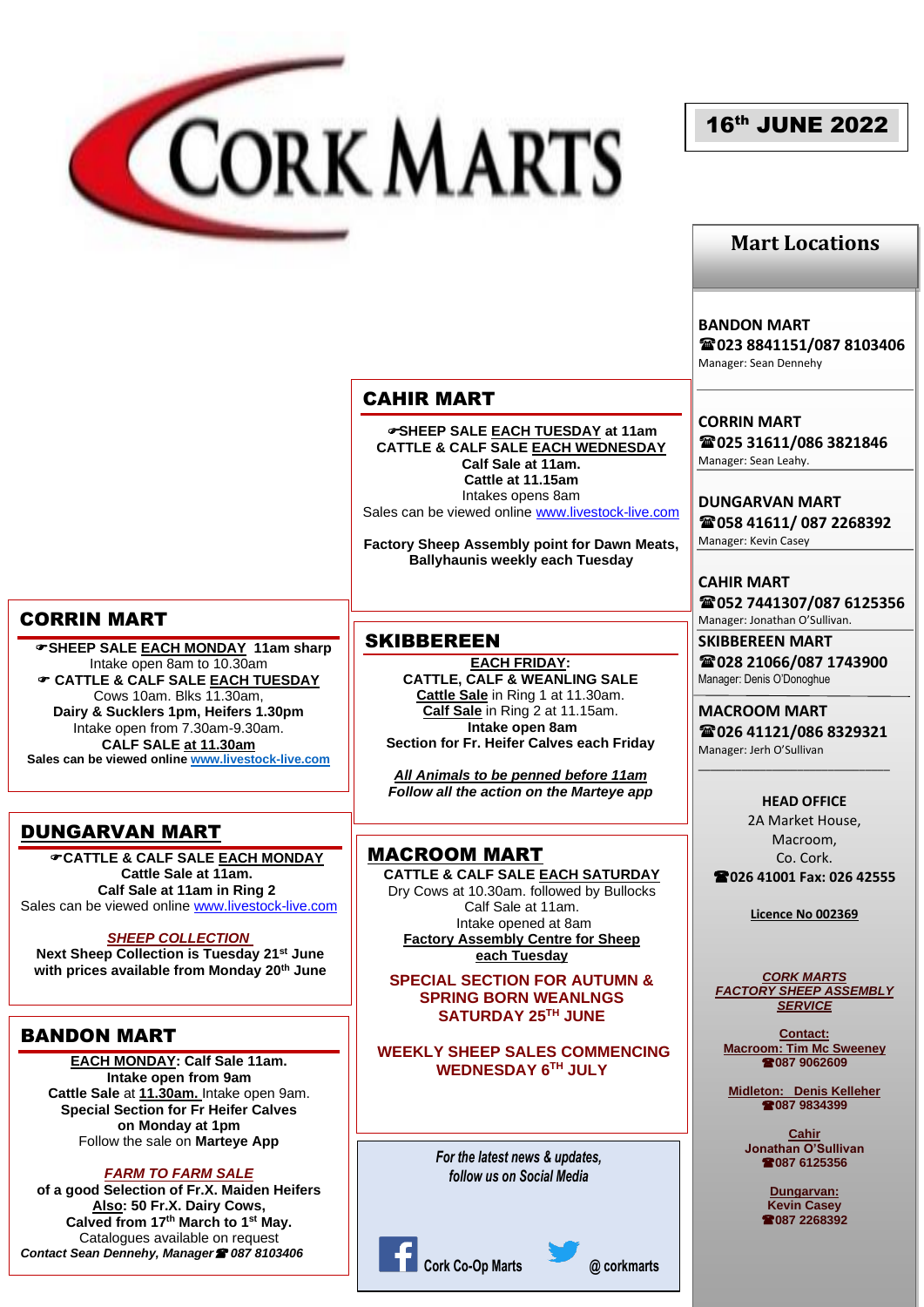# CORK MARTS

**16th JUNE 2022**

## CAHIR MART

☞**SHEEP SALE EACH TUESDAY at 11am**
**CATTLE & CALF SALE EACH WEDNESDAY**
**Calf Sale at 11am.**
**Cattle at 11.15am**
Intakes opens 8am
Sales can be viewed online www.livestock-live.com

**Factory Sheep Assembly point for Dawn Meats, Ballyhaunis weekly each Tuesday**

## CORRIN MART

☞**SHEEP SALE EACH MONDAY 11am sharp**
Intake open 8am to 10.30am
☞ **CATTLE & CALF SALE EACH TUESDAY**
Cows 10am. Blks 11.30am,
**Dairy & Sucklers 1pm, Heifers 1.30pm**
Intake open from 7.30am-9.30am.
**CALF SALE at 11.30am**
**Sales can be viewed online www.livestock-live.com**

## DUNGARVAN MART

☞**CATTLE & CALF SALE EACH MONDAY**
**Cattle Sale at 11am.**
**Calf Sale at 11am in Ring 2**
Sales can be viewed online www.livestock-live.com

***SHEEP COLLECTION***
**Next Sheep Collection is Tuesday 21st June with prices available from Monday 20th June**

## BANDON MART

**EACH MONDAY: Calf Sale 11am.**
**Intake open from 9am**
**Cattle Sale** at **11.30am.** Intake open 9am.
**Special Section for Fr Heifer Calves on Monday at 1pm**
Follow the sale on **Marteye App**

***FARM TO FARM SALE***
**of a good Selection of Fr.X. Maiden Heifers**
**Also: 50 Fr.X. Dairy Cows,**
**Calved from 17th March to 1st May.**
Catalogues available on request
***Contact Sean Dennehy, Manager ☎ 087 8103406***

## SKIBBEREEN

**EACH FRIDAY:**
**CATTLE, CALF & WEANLING SALE**
**Cattle Sale** in Ring 1 at 11.30am.
**Calf Sale** in Ring 2 at 11.15am.
**Intake open 8am**
**Section for Fr. Heifer Calves each Friday**

***All Animals to be penned before 11am***
***Follow all the action on the Marteye app***

## MACROOM MART

**CATTLE & CALF SALE EACH SATURDAY**
Dry Cows at 10.30am. followed by Bullocks
Calf Sale at 11am.
Intake opened at 8am
**Factory Assembly Centre for Sheep each Tuesday**

**SPECIAL SECTION FOR AUTUMN & SPRING BORN WEANLNGS SATURDAY 25TH JUNE**

**WEEKLY SHEEP SALES COMMENCING WEDNESDAY 6TH JULY**

*For the latest news & updates, follow us on Social Media*

Cork Co-Op Marts    @ corkmarts

## Mart Locations

**BANDON MART**
**☎023 8841151/087 8103406**
Manager: Sean Dennehy

**CORRIN MART**
**☎025 31611/086 3821846**
Manager: Sean Leahy.

**DUNGARVAN MART**
**☎058 41611/ 087 2268392**
Manager: Kevin Casey

**CAHIR MART**
**☎052 7441307/087 6125356**
Manager: Jonathan O'Sullivan.

**SKIBBEREEN MART**
**☎028 21066/087 1743900**
Manager: Denis O'Donoghue

**MACROOM MART**
**☎026 41121/086 8329321**
Manager: Jerh O'Sullivan

**HEAD OFFICE**
2A Market House,
Macroom,
Co. Cork.
**☎026 41001 Fax: 026 42555**

**Licence No 002369**

***CORK MARTS FACTORY SHEEP ASSEMBLY SERVICE***

**Contact:**
**Macroom: Tim Mc Sweeney**
**☎087 9062609**

**Midleton: Denis Kelleher**
**☎087 9834399**

**Cahir**
**Jonathan O'Sullivan**
**☎087 6125356**

**Dungarvan:**
**Kevin Casey**
**☎087 2268392**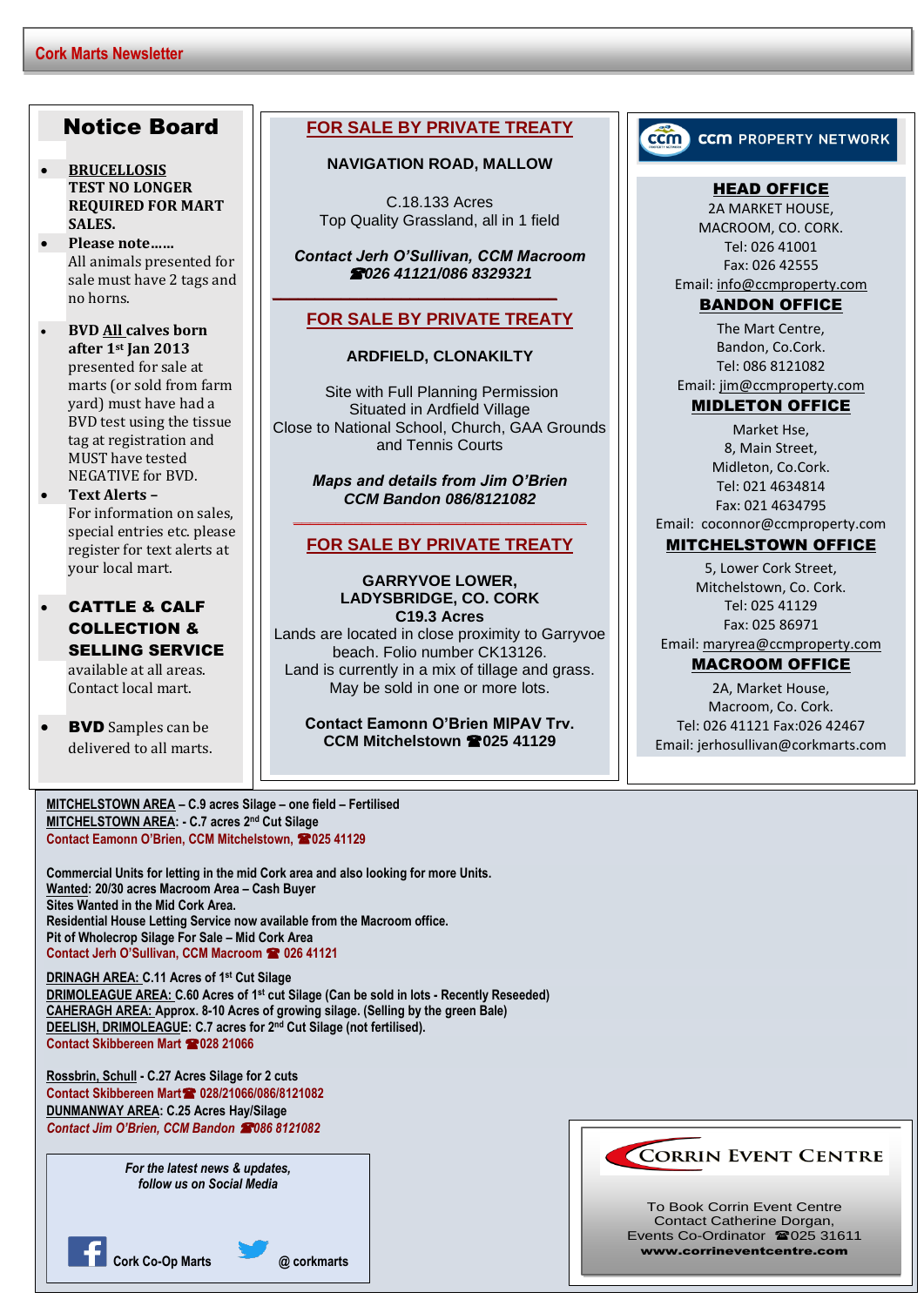Cork Marts Newsletter

## Notice Board

- **BRUCELLOSIS TEST NO LONGER REQUIRED FOR MART SALES.**
- **Please note……** All animals presented for sale must have 2 tags and no horns.
- **BVD All calves born after 1st Jan 2013** presented for sale at marts (or sold from farm yard) must have had a BVD test using the tissue tag at registration and MUST have tested NEGATIVE for BVD.
- **Text Alerts –** For information on sales, special entries etc. please register for text alerts at your local mart.
- **CATTLE & CALF COLLECTION & SELLING SERVICE** available at all areas. Contact local mart.
- **BVD** Samples can be delivered to all marts.

## FOR SALE BY PRIVATE TREATY

**NAVIGATION ROAD, MALLOW**

C.18.133 Acres
Top Quality Grassland, all in 1 field

***Contact Jerh O'Sullivan, CCM Macroom ☎026 41121/086 8329321***

## FOR SALE BY PRIVATE TREATY

**ARDFIELD, CLONAKILTY**

Site with Full Planning Permission
Situated in Ardfield Village
Close to National School, Church, GAA Grounds and Tennis Courts

***Maps and details from Jim O'Brien CCM Bandon 086/8121082***

## FOR SALE BY PRIVATE TREATY

**GARRYVOE LOWER, LADYSBRIDGE, CO. CORK**
**C19.3 Acres**
Lands are located in close proximity to Garryvoe beach. Folio number CK13126.
Land is currently in a mix of tillage and grass.
May be sold in one or more lots.

**Contact Eamonn O'Brien MIPAV Trv. CCM Mitchelstown ☎025 41129**

## CCM PROPERTY NETWORK

**HEAD OFFICE**
2A MARKET HOUSE,
MACROOM, CO. CORK.
Tel: 026 41001
Fax: 026 42555
Email: info@ccmproperty.com

**BANDON OFFICE**
The Mart Centre,
Bandon, Co.Cork.
Tel: 086 8121082
Email: jim@ccmproperty.com

**MIDLETON OFFICE**
Market Hse,
8, Main Street,
Midleton, Co.Cork.
Tel: 021 4634814
Fax: 021 4634795
Email: coconnor@ccmproperty.com

**MITCHELSTOWN OFFICE**
5, Lower Cork Street,
Mitchelstown, Co. Cork.
Tel: 025 41129
Fax: 025 86971
Email: maryrea@ccmproperty.com

**MACROOM OFFICE**
2A, Market House,
Macroom, Co. Cork.
Tel: 026 41121 Fax:026 42467
Email: jerhosullivan@corkmarts.com

---

**MITCHELSTOWN AREA – C.9 acres Silage – one field – Fertilised**
**MITCHELSTOWN AREA: - C.7 acres 2nd Cut Silage**
**Contact Eamonn O'Brien, CCM Mitchelstown, ☎025 41129**

**Commercial Units for letting in the mid Cork area and also looking for more Units.**
**Wanted: 20/30 acres Macroom Area – Cash Buyer**
**Sites Wanted in the Mid Cork Area.**
**Residential House Letting Service now available from the Macroom office.**
**Pit of Wholecrop Silage For Sale – Mid Cork Area**
**Contact Jerh O'Sullivan, CCM Macroom ☎ 026 41121**

**DRINAGH AREA: C.11 Acres of 1st Cut Silage**
**DRIMOLEAGUE AREA: C.60 Acres of 1st cut Silage (Can be sold in lots - Recently Reseeded)**
**CAHERAGH AREA: Approx. 8-10 Acres of growing silage. (Selling by the green Bale)**
**DEELISH, DRIMOLEAGUE: C.7 acres for 2nd Cut Silage (not fertilised).**
**Contact Skibbereen Mart ☎028 21066**

**Rossbrin, Schull - C.27 Acres Silage for 2 cuts**
**Contact Skibbereen Mart☎ 028/21066/086/8121082**
**DUNMANWAY AREA: C.25 Acres Hay/Silage**
***Contact Jim O'Brien, CCM Bandon ☎086 8121082***

*For the latest news & updates, follow us on Social Media*

Cork Co-Op Marts    @ corkmarts

**CORRIN EVENT CENTRE**

To Book Corrin Event Centre
Contact Catherine Dorgan,
Events Co-Ordinator ☎025 31611
**www.corrineventcentre.com**